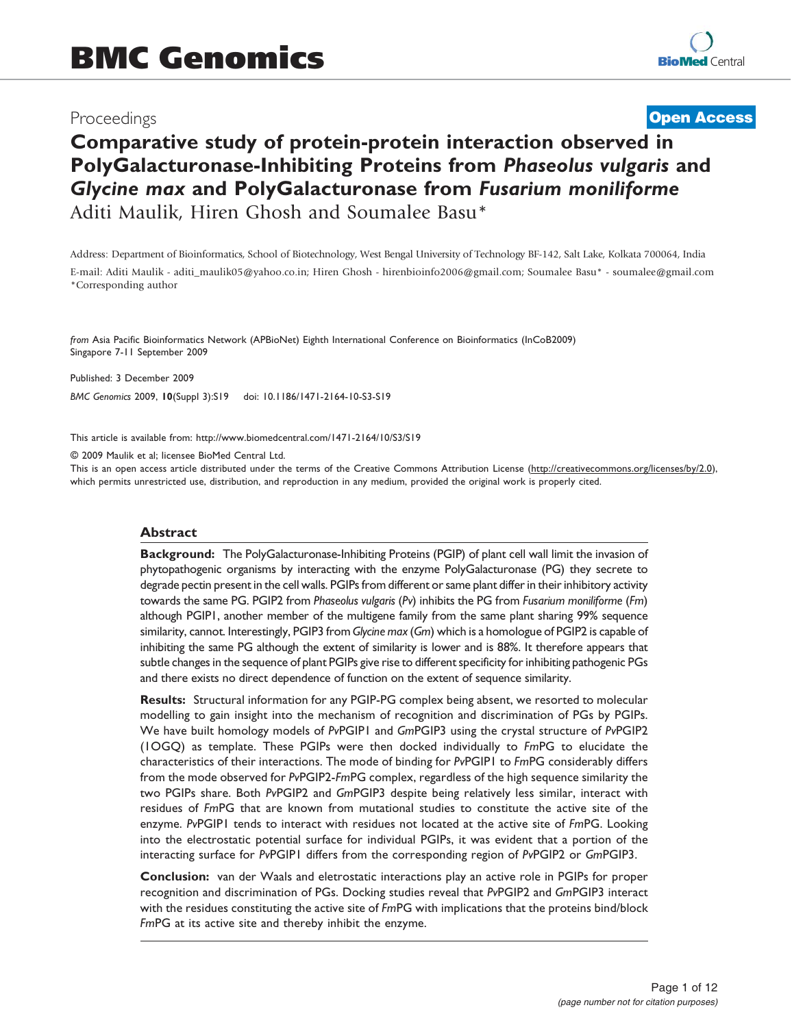# BMC Genomics

Proceedings **Open Access**

# Comparative study of protein-protein interaction observed in PolyGalacturonase-Inhibiting Proteins from *Phaseolus vulgaris* and *Glycine max* and PolyGalacturonase from *Fusarium moniliforme*

Aditi Maulik, Hiren Ghosh and Soumalee Basu*

Address: Department of Bioinformatics, School of Biotechnology, West Bengal University of Technology BF-142, Salt Lake, Kolkata 700064, India

E-mail: Aditi Maulik - aditi_maulik05@yahoo.co.in; Hiren Ghosh - hirenbioinfo2006@gmail.com; Soumalee Basu* - soumalee@gmail.com

*Corresponding author

*from* Asia Pacific Bioinformatics Network (APBioNet) Eighth International Conference on Bioinformatics (InCoB2009)
Singapore 7-11 September 2009

Published: 3 December 2009

*BMC Genomics* 2009, **10**(Suppl 3):S19 doi: 10.1186/1471-2164-10-S3-S19

This article is available from: http://www.biomedcentral.com/1471-2164/10/S3/S19

© 2009 Maulik et al; licensee BioMed Central Ltd.

This is an open access article distributed under the terms of the Creative Commons Attribution License (http://creativecommons.org/licenses/by/2.0), which permits unrestricted use, distribution, and reproduction in any medium, provided the original work is properly cited.

## Abstract

**Background:** The PolyGalacturonase-Inhibiting Proteins (PGIP) of plant cell wall limit the invasion of phytopathogenic organisms by interacting with the enzyme PolyGalacturonase (PG) they secrete to degrade pectin present in the cell walls. PGIPs from different or same plant differ in their inhibitory activity towards the same PG. PGIP2 from *Phaseolus vulgaris* (*Pv*) inhibits the PG from *Fusarium moniliforme* (*Fm*) although PGIP1, another member of the multigene family from the same plant sharing 99% sequence similarity, cannot. Interestingly, PGIP3 from *Glycine max* (*Gm*) which is a homologue of PGIP2 is capable of inhibiting the same PG although the extent of similarity is lower and is 88%. It therefore appears that subtle changes in the sequence of plant PGIPs give rise to different specificity for inhibiting pathogenic PGs and there exists no direct dependence of function on the extent of sequence similarity.

**Results:** Structural information for any PGIP-PG complex being absent, we resorted to molecular modelling to gain insight into the mechanism of recognition and discrimination of PGs by PGIPs. We have built homology models of *Pv*PGIP1 and *Gm*PGIP3 using the crystal structure of *Pv*PGIP2 (1OGQ) as template. These PGIPs were then docked individually to *Fm*PG to elucidate the characteristics of their interactions. The mode of binding for *Pv*PGIP1 to *Fm*PG considerably differs from the mode observed for *Pv*PGIP2-*Fm*PG complex, regardless of the high sequence similarity the two PGIPs share. Both *Pv*PGIP2 and *Gm*PGIP3 despite being relatively less similar, interact with residues of *Fm*PG that are known from mutational studies to constitute the active site of the enzyme. *Pv*PGIP1 tends to interact with residues not located at the active site of *Fm*PG. Looking into the electrostatic potential surface for individual PGIPs, it was evident that a portion of the interacting surface for *Pv*PGIP1 differs from the corresponding region of *Pv*PGIP2 or *Gm*PGIP3.

**Conclusion:** van der Waals and eletrostatic interactions play an active role in PGIPs for proper recognition and discrimination of PGs. Docking studies reveal that *Pv*PGIP2 and *Gm*PGIP3 interact with the residues constituting the active site of *Fm*PG with implications that the proteins bind/block *Fm*PG at its active site and thereby inhibit the enzyme.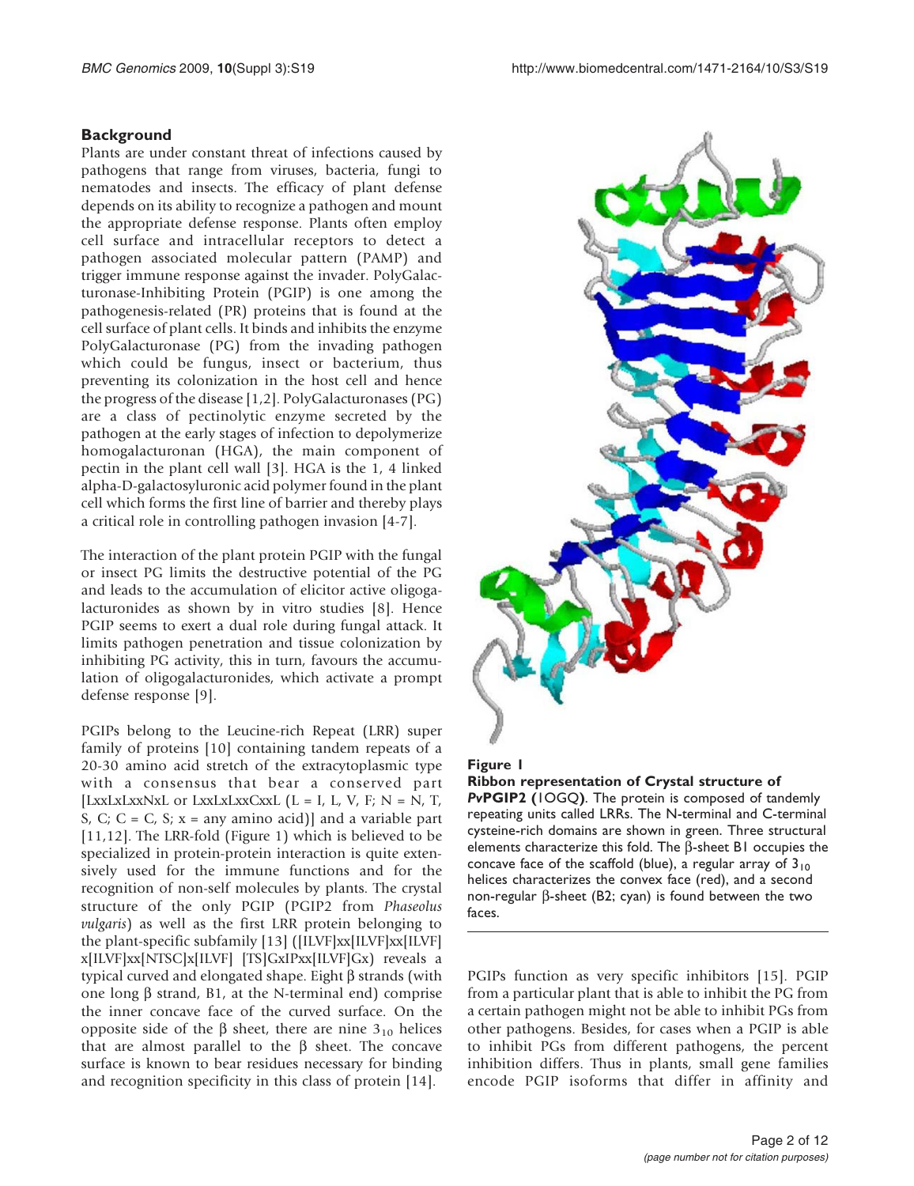## Background

Plants are under constant threat of infections caused by pathogens that range from viruses, bacteria, fungi to nematodes and insects. The efficacy of plant defense depends on its ability to recognize a pathogen and mount the appropriate defense response. Plants often employ cell surface and intracellular receptors to detect a pathogen associated molecular pattern (PAMP) and trigger immune response against the invader. PolyGalacturonase-Inhibiting Protein (PGIP) is one among the pathogenesis-related (PR) proteins that is found at the cell surface of plant cells. It binds and inhibits the enzyme PolyGalacturonase (PG) from the invading pathogen which could be fungus, insect or bacterium, thus preventing its colonization in the host cell and hence the progress of the disease [1,2]. PolyGalacturonases (PG) are a class of pectinolytic enzyme secreted by the pathogen at the early stages of infection to depolymerize homogalacturonan (HGA), the main component of pectin in the plant cell wall [3]. HGA is the 1, 4 linked alpha-D-galactosyluronic acid polymer found in the plant cell which forms the first line of barrier and thereby plays a critical role in controlling pathogen invasion [4-7].

The interaction of the plant protein PGIP with the fungal or insect PG limits the destructive potential of the PG and leads to the accumulation of elicitor active oligogalacturonides as shown by in vitro studies [8]. Hence PGIP seems to exert a dual role during fungal attack. It limits pathogen penetration and tissue colonization by inhibiting PG activity, this in turn, favours the accumulation of oligogalacturonides, which activate a prompt defense response [9].

PGIPs belong to the Leucine-rich Repeat (LRR) super family of proteins [10] containing tandem repeats of a 20-30 amino acid stretch of the extracytoplasmic type with a consensus that bear a conserved part [LxxLxLxxNxL or LxxLxLxxCxxL (L = I, L, V, F; N = N, T, S, C; C = C, S; x = any amino acid)] and a variable part [11,12]. The LRR-fold (Figure 1) which is believed to be specialized in protein-protein interaction is quite extensively used for the immune functions and for the recognition of non-self molecules by plants. The crystal structure of the only PGIP (PGIP2 from *Phaseolus vulgaris*) as well as the first LRR protein belonging to the plant-specific subfamily [13] ([ILVF]xx[ILVF]xx[ILVF]x[ILVF]xx[NTSC]x[ILVF] [TS]GxIPxx[ILVF]Gx) reveals a typical curved and elongated shape. Eight β strands (with one long β strand, B1, at the N-terminal end) comprise the inner concave face of the curved surface. On the opposite side of the β sheet, there are nine $3_{10}$ helices that are almost parallel to the β sheet. The concave surface is known to bear residues necessary for binding and recognition specificity in this class of protein [14].

**Figure 1**
**Ribbon representation of Crystal structure of *Pv*PGIP2 (1OGQ)**. The protein is composed of tandemly repeating units called LRRs. The N-terminal and C-terminal cysteine-rich domains are shown in green. Three structural elements characterize this fold. The β-sheet B1 occupies the concave face of the scaffold (blue), a regular array of $3_{10}$ helices characterizes the convex face (red), and a second non-regular β-sheet (B2; cyan) is found between the two faces.

PGIPs function as very specific inhibitors [15]. PGIP from a particular plant that is able to inhibit the PG from a certain pathogen might not be able to inhibit PGs from other pathogens. Besides, for cases when a PGIP is able to inhibit PGs from different pathogens, the percent inhibition differs. Thus in plants, small gene families encode PGIP isoforms that differ in affinity and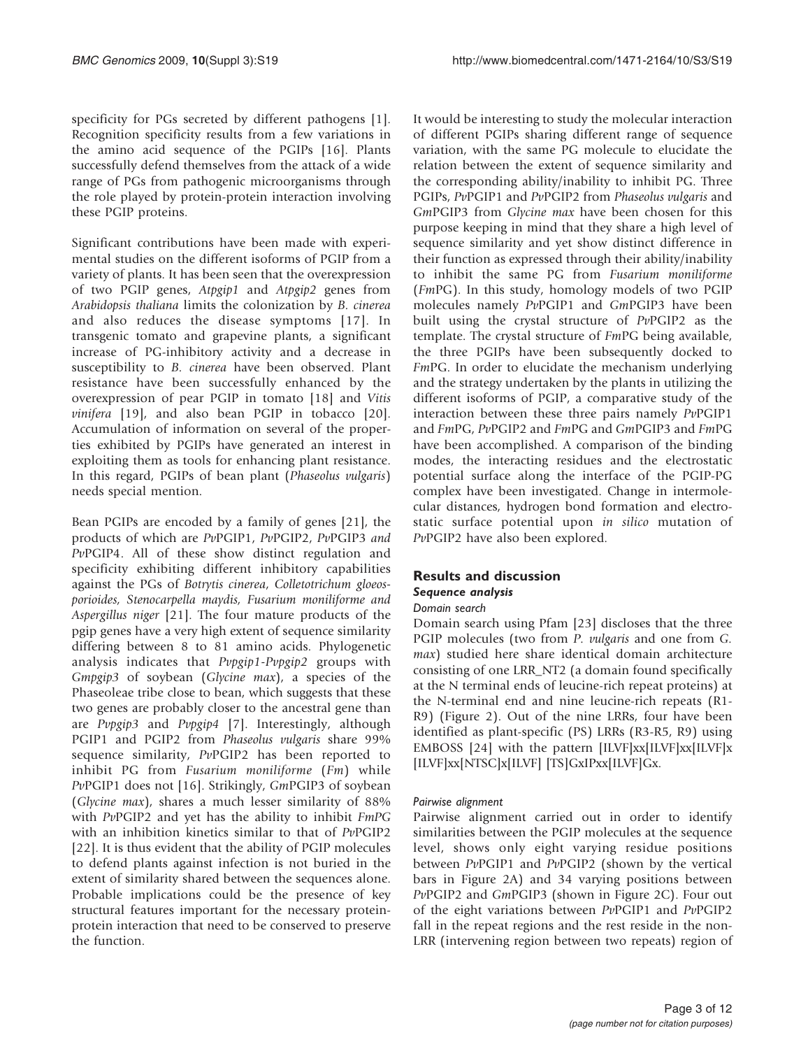specificity for PGs secreted by different pathogens [1]. Recognition specificity results from a few variations in the amino acid sequence of the PGIPs [16]. Plants successfully defend themselves from the attack of a wide range of PGs from pathogenic microorganisms through the role played by protein-protein interaction involving these PGIP proteins.

Significant contributions have been made with experimental studies on the different isoforms of PGIP from a variety of plants. It has been seen that the overexpression of two PGIP genes, *Atpgip1* and *Atpgip2* genes from *Arabidopsis thaliana* limits the colonization by *B. cinerea* and also reduces the disease symptoms [17]. In transgenic tomato and grapevine plants, a significant increase of PG-inhibitory activity and a decrease in susceptibility to *B. cinerea* have been observed. Plant resistance have been successfully enhanced by the overexpression of pear PGIP in tomato [18] and *Vitis vinifera* [19], and also bean PGIP in tobacco [20]. Accumulation of information on several of the properties exhibited by PGIPs have generated an interest in exploiting them as tools for enhancing plant resistance. In this regard, PGIPs of bean plant (*Phaseolus vulgaris*) needs special mention.

Bean PGIPs are encoded by a family of genes [21], the products of which are *Pv*PGIP1, *Pv*PGIP2, *Pv*PGIP3 *and Pv*PGIP4. All of these show distinct regulation and specificity exhibiting different inhibitory capabilities against the PGs of *Botrytis cinerea, Colletotrichum gloeosporioides, Stenocarpella maydis, Fusarium moniliforme and Aspergillus niger* [21]. The four mature products of the pgip genes have a very high extent of sequence similarity differing between 8 to 81 amino acids. Phylogenetic analysis indicates that *Pvpgip1-Pvpgip2* groups with *Gmpgip3* of soybean (*Glycine max*), a species of the Phaseoleae tribe close to bean, which suggests that these two genes are probably closer to the ancestral gene than are *Pvpgip3* and *Pvpgip4* [7]. Interestingly, although PGIP1 and PGIP2 from *Phaseolus vulgaris* share 99% sequence similarity, *Pv*PGIP2 has been reported to inhibit PG from *Fusarium moniliforme* (*Fm*) while *Pv*PGIP1 does not [16]. Strikingly, *Gm*PGIP3 of soybean (*Glycine max*), shares a much lesser similarity of 88% with *Pv*PGIP2 and yet has the ability to inhibit *Fm*PG with an inhibition kinetics similar to that of *Pv*PGIP2 [22]. It is thus evident that the ability of PGIP molecules to defend plants against infection is not buried in the extent of similarity shared between the sequences alone. Probable implications could be the presence of key structural features important for the necessary protein-protein interaction that need to be conserved to preserve the function.

It would be interesting to study the molecular interaction of different PGIPs sharing different range of sequence variation, with the same PG molecule to elucidate the relation between the extent of sequence similarity and the corresponding ability/inability to inhibit PG. Three PGIPs, *Pv*PGIP1 and *Pv*PGIP2 from *Phaseolus vulgaris* and *Gm*PGIP3 from *Glycine max* have been chosen for this purpose keeping in mind that they share a high level of sequence similarity and yet show distinct difference in their function as expressed through their ability/inability to inhibit the same PG from *Fusarium moniliforme* (*Fm*PG). In this study, homology models of two PGIP molecules namely *Pv*PGIP1 and *Gm*PGIP3 have been built using the crystal structure of *Pv*PGIP2 as the template. The crystal structure of *Fm*PG being available, the three PGIPs have been subsequently docked to *Fm*PG. In order to elucidate the mechanism underlying and the strategy undertaken by the plants in utilizing the different isoforms of PGIP, a comparative study of the interaction between these three pairs namely *Pv*PGIP1 and *Fm*PG, *Pv*PGIP2 and *Fm*PG and *Gm*PGIP3 and *Fm*PG have been accomplished. A comparison of the binding modes, the interacting residues and the electrostatic potential surface along the interface of the PGIP-PG complex have been investigated. Change in intermolecular distances, hydrogen bond formation and electrostatic surface potential upon *in silico* mutation of *Pv*PGIP2 have also been explored.

## Results and discussion

### Sequence analysis

#### Domain search

Domain search using Pfam [23] discloses that the three PGIP molecules (two from *P. vulgaris* and one from *G. max*) studied here share identical domain architecture consisting of one LRR_NT2 (a domain found specifically at the N terminal ends of leucine-rich repeat proteins) at the N-terminal end and nine leucine-rich repeats (R1-R9) (Figure 2). Out of the nine LRRs, four have been identified as plant-specific (PS) LRRs (R3-R5, R9) using EMBOSS [24] with the pattern [ILVF]xx[ILVF]xx[ILVF]x[ILVF]xx[NTSC]x[ILVF] [TS]GxIPxx[ILVF]Gx.

#### Pairwise alignment

Pairwise alignment carried out in order to identify similarities between the PGIP molecules at the sequence level, shows only eight varying residue positions between *Pv*PGIP1 and *Pv*PGIP2 (shown by the vertical bars in Figure 2A) and 34 varying positions between *Pv*PGIP2 and *Gm*PGIP3 (shown in Figure 2C). Four out of the eight variations between *Pv*PGIP1 and *Pv*PGIP2 fall in the repeat regions and the rest reside in the non-LRR (intervening region between two repeats) region of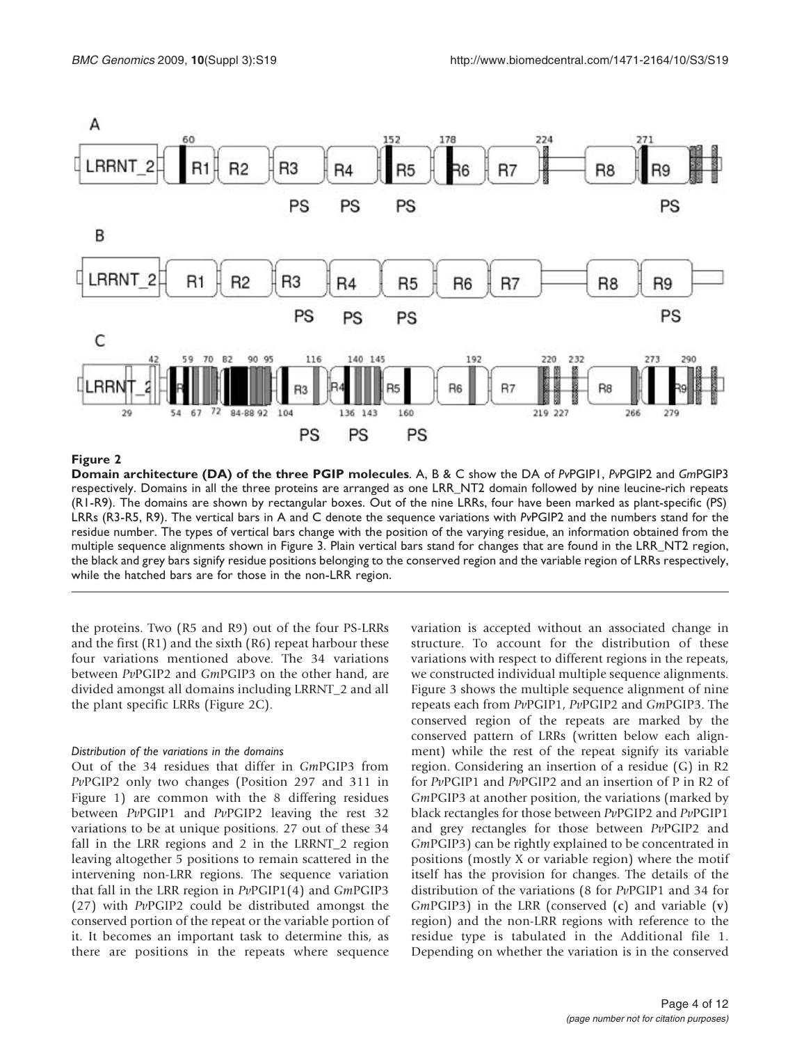A

60 152 178 224 271

LRRNT_2 R1 R2 R3 R4 R5 R6 R7 R8 R9

PS PS PS PS

B

LRRNT_2 R1 R2 R3 R4 R5 R6 R7 R8 R9

PS PS PS PS

C

42 59 70 82 90 95 116 140 145 192 220 232 273 290

LRRNT_2 R3 R4 R5 R6 R7 R8 R9

29 54 67 72 84-88 92 104 136 143 160 219 227 266 279

PS PS PS

**Figure 2**

**Domain architecture (DA) of the three PGIP molecules**. A, B & C show the DA of *Pv*PGIP1, *Pv*PGIP2 and *Gm*PGIP3 respectively. Domains in all the three proteins are arranged as one LRR_NT2 domain followed by nine leucine-rich repeats (R1-R9). The domains are shown by rectangular boxes. Out of the nine LRRs, four have been marked as plant-specific (PS) LRRs (R3-R5, R9). The vertical bars in A and C denote the sequence variations with *Pv*PGIP2 and the numbers stand for the residue number. The types of vertical bars change with the position of the varying residue, an information obtained from the multiple sequence alignments shown in Figure 3. Plain vertical bars stand for changes that are found in the LRR_NT2 region, the black and grey bars signify residue positions belonging to the conserved region and the variable region of LRRs respectively, while the hatched bars are for those in the non-LRR region.

the proteins. Two (R5 and R9) out of the four PS-LRRs and the first (R1) and the sixth (R6) repeat harbour these four variations mentioned above. The 34 variations between *Pv*PGIP2 and *Gm*PGIP3 on the other hand, are divided amongst all domains including LRRNT_2 and all the plant specific LRRs (Figure 2C).

#### *Distribution of the variations in the domains*

Out of the 34 residues that differ in *Gm*PGIP3 from *Pv*PGIP2 only two changes (Position 297 and 311 in Figure 1) are common with the 8 differing residues between *Pv*PGIP1 and *Pv*PGIP2 leaving the rest 32 variations to be at unique positions. 27 out of these 34 fall in the LRR regions and 2 in the LRRNT_2 region leaving altogether 5 positions to remain scattered in the intervening non-LRR regions. The sequence variation that fall in the LRR region in *Pv*PGIP1(4) and *Gm*PGIP3 (27) with *Pv*PGIP2 could be distributed amongst the conserved portion of the repeat or the variable portion of it. It becomes an important task to determine this, as there are positions in the repeats where sequence variation is accepted without an associated change in structure. To account for the distribution of these variations with respect to different regions in the repeats, we constructed individual multiple sequence alignments. Figure 3 shows the multiple sequence alignment of nine repeats each from *Pv*PGIP1, *Pv*PGIP2 and *Gm*PGIP3. The conserved region of the repeats are marked by the conserved pattern of LRRs (written below each alignment) while the rest of the repeat signify its variable region. Considering an insertion of a residue (G) in R2 for *Pv*PGIP1 and *Pv*PGIP2 and an insertion of P in R2 of *Gm*PGIP3 at another position, the variations (marked by black rectangles for those between *Pv*PGIP2 and *Pv*PGIP1 and grey rectangles for those between *Pv*PGIP2 and *Gm*PGIP3) can be rightly explained to be concentrated in positions (mostly X or variable region) where the motif itself has the provision for changes. The details of the distribution of the variations (8 for *Pv*PGIP1 and 34 for *Gm*PGIP3) in the LRR (conserved (**c**) and variable (**v**) region) and the non-LRR regions with reference to the residue type is tabulated in the Additional file 1. Depending on whether the variation is in the conserved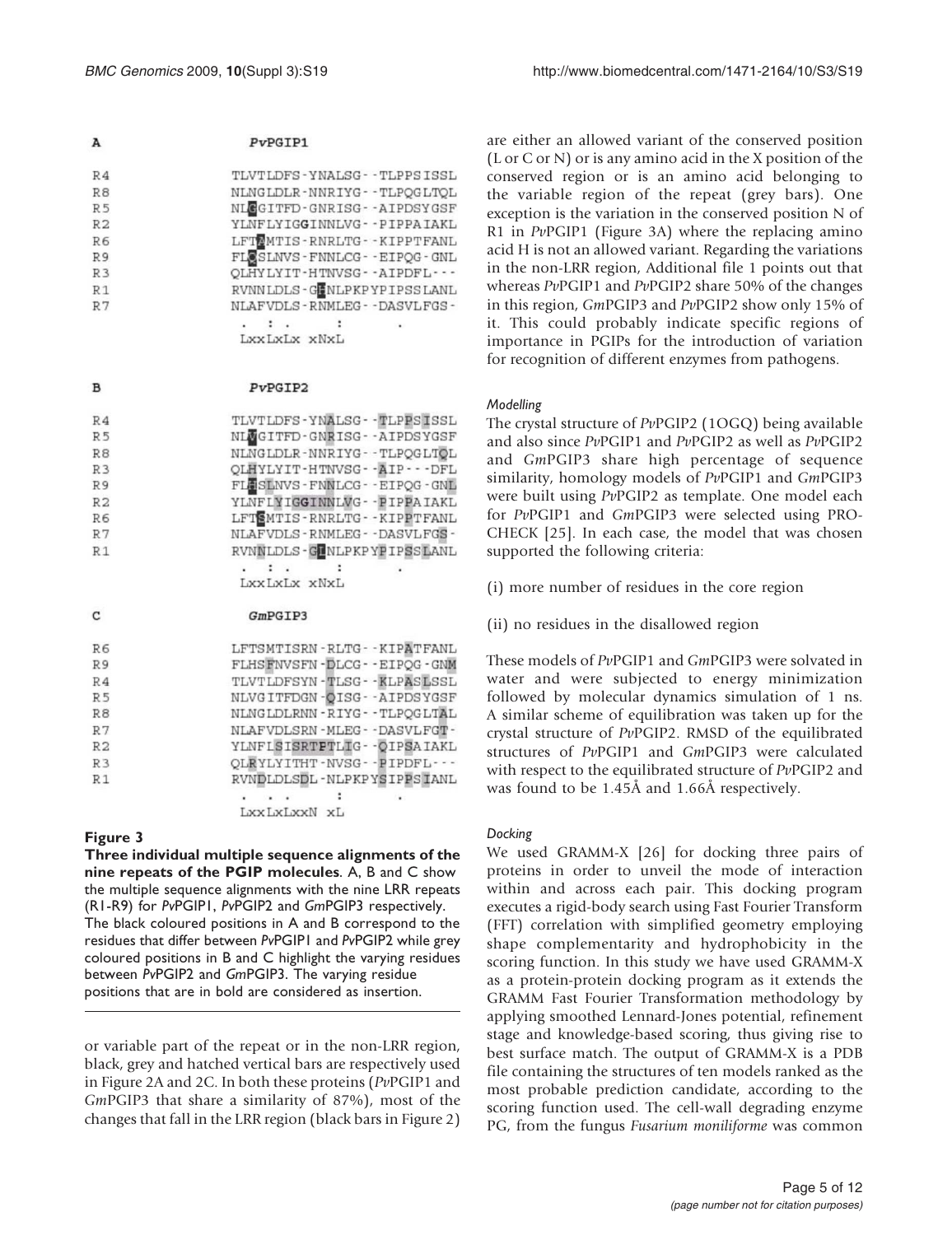**A** *PvPGIP1*

```
R4   TLVTLDFS-YNALSG--TLPPSISSL
R8   NLNGLDLR-NNRIYG--TLPQGLTQL
R5   NLGGITFD-GNRISG--AIPDSYGSF
R2   YLNFLYIGGINNLVG--PIPPAIAKL
R6   LFTAMTIS-RNRLTG--KIPPTFANL
R9   FLQSLNVS-FNNLCG--EIPQG-GNL
R3   QLHYLYIT-HTNVSG--AIPDFL---
R1   RVNNLDLS-GHNLPKPYPIPSSLANL
R7   NLAFVDLS-RNMLEG--DASVLFGS-
     .  : .      :       .
     LxxLxLx xNxL
```

**B** *PvPGIP2*

```
R4   TLVTLDFS-YNALSG--TLPPSISSL
R5   NLVGITFD-GNRISG--AIPDSYGSF
R8   NLNGLDLR-NNRIYG--TLPQGLTQL
R3   QLHYLYIT-HTNVSG--AIP---DFL
R9   FLHSLNVS-FNNLCG--EIPQG-GNL
R2   YLNFLYIGGINNLVG--PIPPAIAKL
R6   LFTSMTIS-RNRLTG--KIPPTFANL
R7   NLAFVDLS-RNMLEG--DASVLFGS-
R1   RVNNLDLS-GLNLPKPYPIPSSLANL
     .  : .      :       .
     LxxLxLx xNxL
```

**C** *GmPGIP3*

```
R6   LFTSMTISRN-RLTG--KIPATFANL
R9   FLHSFNVSFN-DLCG--EIPQG-GNM
R4   TLVTLDFSYN-TLSG--KLPASLSSL
R5   NLVGITFDGN-QISG--AIPDSYGSF
R8   NLNGLDLRNN-RIYG--TLPQGLTAL
R7   NLAFVDLSRN-MLEG--DASVLFGT-
R2   YLNFLSISRTETLIG--QIPSAIAKL
R3   QLRYLYITHT-NVSG--PIPDFL---
R1   RVNDLDLSDL-NLPKPYSIPPSIANL
     .  . .      :       .
     LxxLxLxxN xL
```

**Figure 3**

**Three individual multiple sequence alignments of the nine repeats of the PGIP molecules**. A, B and C show the multiple sequence alignments with the nine LRR repeats (R1-R9) for *Pv*PGIP1, *Pv*PGIP2 and *Gm*PGIP3 respectively. The black coloured positions in A and B correspond to the residues that differ between *Pv*PGIP1 and *Pv*PGIP2 while grey coloured positions in B and C highlight the varying residues between *Pv*PGIP2 and *Gm*PGIP3. The varying residue positions that are in bold are considered as insertion.

or variable part of the repeat or in the non-LRR region, black, grey and hatched vertical bars are respectively used in Figure 2A and 2C. In both these proteins (*Pv*PGIP1 and *Gm*PGIP3 that share a similarity of 87%), most of the changes that fall in the LRR region (black bars in Figure 2) are either an allowed variant of the conserved position (L or C or N) or is any amino acid in the X position of the conserved region or is an amino acid belonging to the variable region of the repeat (grey bars). One exception is the variation in the conserved position N of R1 in *Pv*PGIP1 (Figure 3A) where the replacing amino acid H is not an allowed variant. Regarding the variations in the non-LRR region, Additional file 1 points out that whereas *Pv*PGIP1 and *Pv*PGIP2 share 50% of the changes in this region, *Gm*PGIP3 and *Pv*PGIP2 show only 15% of it. This could probably indicate specific regions of importance in PGIPs for the introduction of variation for recognition of different enzymes from pathogens.

### *Modelling*

The crystal structure of *Pv*PGIP2 (1OGQ) being available and also since *Pv*PGIP1 and *Pv*PGIP2 as well as *Pv*PGIP2 and *Gm*PGIP3 share high percentage of sequence similarity, homology models of *Pv*PGIP1 and *Gm*PGIP3 were built using *Pv*PGIP2 as template. One model each for *Pv*PGIP1 and *Gm*PGIP3 were selected using PRO-CHECK [25]. In each case, the model that was chosen supported the following criteria:

(i) more number of residues in the core region

(ii) no residues in the disallowed region

These models of *Pv*PGIP1 and *Gm*PGIP3 were solvated in water and were subjected to energy minimization followed by molecular dynamics simulation of 1 ns. A similar scheme of equilibration was taken up for the crystal structure of *Pv*PGIP2. RMSD of the equilibrated structures of *Pv*PGIP1 and *Gm*PGIP3 were calculated with respect to the equilibrated structure of *Pv*PGIP2 and was found to be 1.45Å and 1.66Å respectively.

### *Docking*

We used GRAMM-X [26] for docking three pairs of proteins in order to unveil the mode of interaction within and across each pair. This docking program executes a rigid-body search using Fast Fourier Transform (FFT) correlation with simplified geometry employing shape complementarity and hydrophobicity in the scoring function. In this study we have used GRAMM-X as a protein-protein docking program as it extends the GRAMM Fast Fourier Transformation methodology by applying smoothed Lennard-Jones potential, refinement stage and knowledge-based scoring, thus giving rise to best surface match. The output of GRAMM-X is a PDB file containing the structures of ten models ranked as the most probable prediction candidate, according to the scoring function used. The cell-wall degrading enzyme PG, from the fungus *Fusarium moniliforme* was common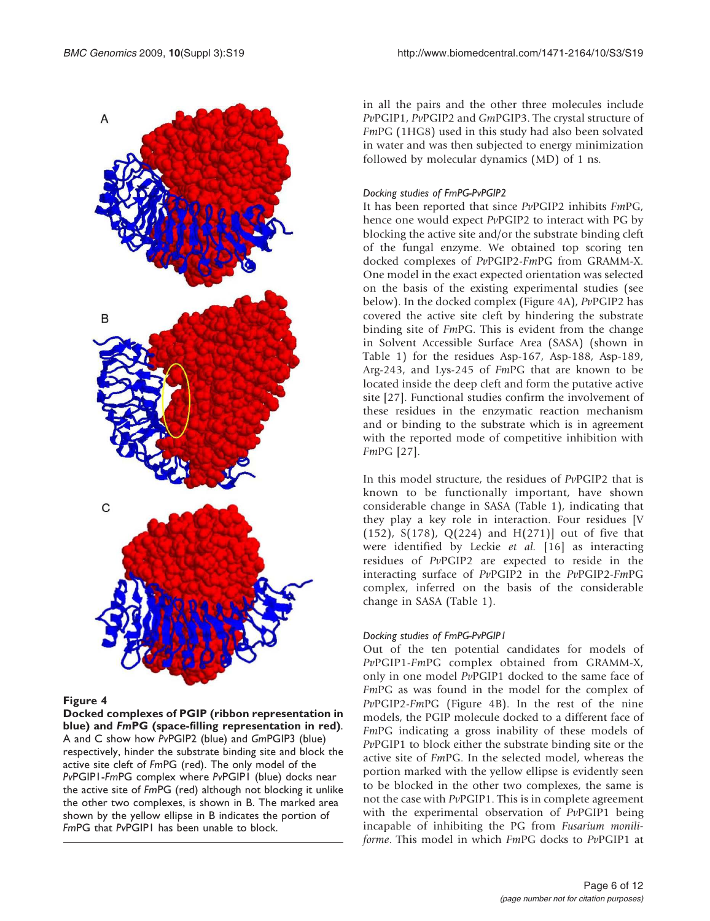A

B

C

**Figure 4**

**Docked complexes of PGIP (ribbon representation in blue) and *Fm*PG (space-filling representation in red).** A and C show how *Pv*PGIP2 (blue) and *Gm*PGIP3 (blue) respectively, hinder the substrate binding site and block the active site cleft of *Fm*PG (red). The only model of the *Pv*PGIP1-*Fm*PG complex where *Pv*PGIP1 (blue) docks near the active site of *Fm*PG (red) although not blocking it unlike the other two complexes, is shown in B. The marked area shown by the yellow ellipse in B indicates the portion of *Fm*PG that *Pv*PGIP1 has been unable to block.

in all the pairs and the other three molecules include *Pv*PGIP1, *Pv*PGIP2 and *Gm*PGIP3. The crystal structure of *Fm*PG (1HG8) used in this study had also been solvated in water and was then subjected to energy minimization followed by molecular dynamics (MD) of 1 ns.

#### *Docking studies of FmPG-PvPGIP2*

It has been reported that since *Pv*PGIP2 inhibits *Fm*PG, hence one would expect *Pv*PGIP2 to interact with PG by blocking the active site and/or the substrate binding cleft of the fungal enzyme. We obtained top scoring ten docked complexes of *Pv*PGIP2-*Fm*PG from GRAMM-X. One model in the exact expected orientation was selected on the basis of the existing experimental studies (see below). In the docked complex (Figure 4A), *Pv*PGIP2 has covered the active site cleft by hindering the substrate binding site of *Fm*PG. This is evident from the change in Solvent Accessible Surface Area (SASA) (shown in Table 1) for the residues Asp-167, Asp-188, Asp-189, Arg-243, and Lys-245 of *Fm*PG that are known to be located inside the deep cleft and form the putative active site [27]. Functional studies confirm the involvement of these residues in the enzymatic reaction mechanism and or binding to the substrate which is in agreement with the reported mode of competitive inhibition with *Fm*PG [27].

In this model structure, the residues of *Pv*PGIP2 that is known to be functionally important, have shown considerable change in SASA (Table 1), indicating that they play a key role in interaction. Four residues [V (152), S(178), Q(224) and H(271)] out of five that were identified by Leckie *et al.* [16] as interacting residues of *Pv*PGIP2 are expected to reside in the interacting surface of *Pv*PGIP2 in the *Pv*PGIP2-*Fm*PG complex, inferred on the basis of the considerable change in SASA (Table 1).

#### *Docking studies of FmPG-PvPGIP1*

Out of the ten potential candidates for models of *Pv*PGIP1-*Fm*PG complex obtained from GRAMM-X, only in one model *Pv*PGIP1 docked to the same face of *Fm*PG as was found in the model for the complex of *Pv*PGIP2-*Fm*PG (Figure 4B). In the rest of the nine models, the PGIP molecule docked to a different face of *Fm*PG indicating a gross inability of these models of *Pv*PGIP1 to block either the substrate binding site or the active site of *Fm*PG. In the selected model, whereas the portion marked with the yellow ellipse is evidently seen to be blocked in the other two complexes, the same is not the case with *Pv*PGIP1. This is in complete agreement with the experimental observation of *Pv*PGIP1 being incapable of inhibiting the PG from *Fusarium moniliforme*. This model in which *Fm*PG docks to *Pv*PGIP1 at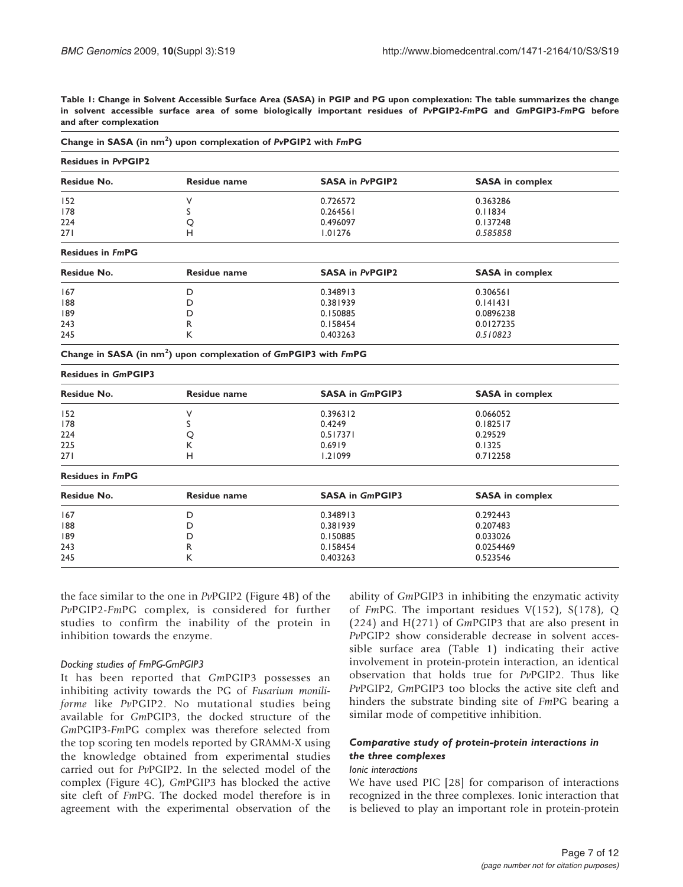**Table 1: Change in Solvent Accessible Surface Area (SASA) in PGIP and PG upon complexation: The table summarizes the change in solvent accessible surface area of some biologically important residues of *Pv*PGIP2-*Fm*PG and *Gm*PGIP3-*Fm*PG before and after complexation**

**Change in SASA (in $nm^2$) upon complexation of *Pv*PGIP2 with *Fm*PG**

**Residues in *Pv*PGIP2**

| Residue No. | Residue name | SASA in *Pv*PGIP2 | SASA in complex |
|---|---|---|---|
| 152 | V | 0.726572 | 0.363286 |
| 178 | S | 0.264561 | 0.11834 |
| 224 | Q | 0.496097 | 0.137248 |
| 271 | H | 1.01276 | *0.585858* |

**Residues in *Fm*PG**

| Residue No. | Residue name | SASA in *Pv*PGIP2 | SASA in complex |
|---|---|---|---|
| 167 | D | 0.348913 | 0.306561 |
| 188 | D | 0.381939 | 0.141431 |
| 189 | D | 0.150885 | 0.0896238 |
| 243 | R | 0.158454 | 0.0127235 |
| 245 | K | 0.403263 | *0.510823* |

**Change in SASA (in $nm^2$) upon complexation of *Gm*PGIP3 with *Fm*PG**

**Residues in *Gm*PGIP3**

| Residue No. | Residue name | SASA in *Gm*PGIP3 | SASA in complex |
|---|---|---|---|
| 152 | V | 0.396312 | 0.066052 |
| 178 | S | 0.4249 | 0.182517 |
| 224 | Q | 0.517371 | 0.29529 |
| 225 | K | 0.6919 | 0.1325 |
| 271 | H | 1.21099 | 0.712258 |

**Residues in *Fm*PG**

| Residue No. | Residue name | SASA in *Gm*PGIP3 | SASA in complex |
|---|---|---|---|
| 167 | D | 0.348913 | 0.292443 |
| 188 | D | 0.381939 | 0.207483 |
| 189 | D | 0.150885 | 0.033026 |
| 243 | R | 0.158454 | 0.0254469 |
| 245 | K | 0.403263 | 0.523546 |

the face similar to the one in *Pv*PGIP2 (Figure 4B) of the *Pv*PGIP2-*Fm*PG complex, is considered for further studies to confirm the inability of the protein in inhibition towards the enzyme.

#### *Docking studies of FmPG-GmPGIP3*

It has been reported that *Gm*PGIP3 possesses an inhibiting activity towards the PG of *Fusarium moniliforme* like *Pv*PGIP2. No mutational studies being available for *Gm*PGIP3, the docked structure of the *Gm*PGIP3-*Fm*PG complex was therefore selected from the top scoring ten models reported by GRAMM-X using the knowledge obtained from experimental studies carried out for *Pv*PGIP2. In the selected model of the complex (Figure 4C), *Gm*PGIP3 has blocked the active site cleft of *Fm*PG. The docked model therefore is in agreement with the experimental observation of the ability of *Gm*PGIP3 in inhibiting the enzymatic activity of *Fm*PG. The important residues V(152), S(178), Q (224) and H(271) of *Gm*PGIP3 that are also present in *Pv*PGIP2 show considerable decrease in solvent accessible surface area (Table 1) indicating their active involvement in protein-protein interaction, an identical observation that holds true for *Pv*PGIP2. Thus like *Pv*PGIP2, *Gm*PGIP3 too blocks the active site cleft and hinders the substrate binding site of *Fm*PG bearing a similar mode of competitive inhibition.

### *Comparative study of protein-protein interactions in the three complexes*

#### *Ionic interactions*

We have used PIC [28] for comparison of interactions recognized in the three complexes. Ionic interaction that is believed to play an important role in protein-protein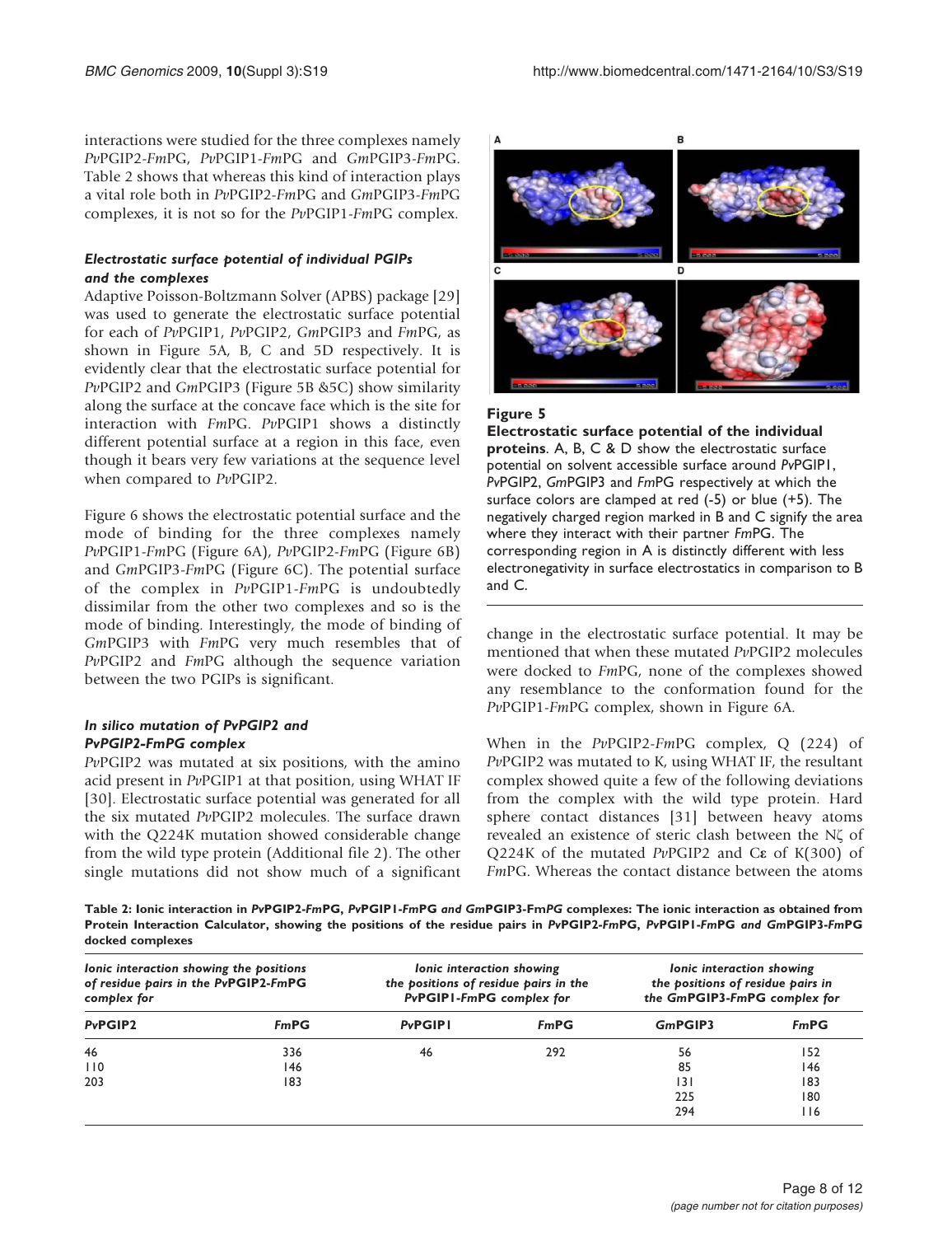interactions were studied for the three complexes namely *Pv*PGIP2-*Fm*PG, *Pv*PGIP1-*Fm*PG and *Gm*PGIP3-*Fm*PG. Table 2 shows that whereas this kind of interaction plays a vital role both in *Pv*PGIP2-*Fm*PG and *Gm*PGIP3-*Fm*PG complexes, it is not so for the *Pv*PGIP1-*Fm*PG complex.

### *Electrostatic surface potential of individual PGIPs and the complexes*

Adaptive Poisson-Boltzmann Solver (APBS) package [29] was used to generate the electrostatic surface potential for each of *Pv*PGIP1, *Pv*PGIP2, *Gm*PGIP3 and *Fm*PG, as shown in Figure 5A, B, C and 5D respectively. It is evidently clear that the electrostatic surface potential for *Pv*PGIP2 and *Gm*PGIP3 (Figure 5B &5C) show similarity along the surface at the concave face which is the site for interaction with *Fm*PG. *Pv*PGIP1 shows a distinctly different potential surface at a region in this face, even though it bears very few variations at the sequence level when compared to *Pv*PGIP2.

Figure 6 shows the electrostatic potential surface and the mode of binding for the three complexes namely *Pv*PGIP1-*Fm*PG (Figure 6A), *Pv*PGIP2-*Fm*PG (Figure 6B) and *Gm*PGIP3-*Fm*PG (Figure 6C). The potential surface of the complex in *Pv*PGIP1-*Fm*PG is undoubtedly dissimilar from the other two complexes and so is the mode of binding. Interestingly, the mode of binding of *Gm*PGIP3 with *Fm*PG very much resembles that of *Pv*PGIP2 and *Fm*PG although the sequence variation between the two PGIPs is significant.

### *In silico mutation of PvPGIP2 and PvPGIP2-FmPG complex*

*Pv*PGIP2 was mutated at six positions, with the amino acid present in *Pv*PGIP1 at that position, using WHAT IF [30]. Electrostatic surface potential was generated for all the six mutated *Pv*PGIP2 molecules. The surface drawn with the Q224K mutation showed considerable change from the wild type protein (Additional file 2). The other single mutations did not show much of a significant change in the electrostatic surface potential. It may be mentioned that when these mutated *Pv*PGIP2 molecules were docked to *Fm*PG, none of the complexes showed any resemblance to the conformation found for the *Pv*PGIP1-*Fm*PG complex, shown in Figure 6A.

When in the *Pv*PGIP2-*Fm*PG complex, Q (224) of *Pv*PGIP2 was mutated to K, using WHAT IF, the resultant complex showed quite a few of the following deviations from the complex with the wild type protein. Hard sphere contact distances [31] between heavy atoms revealed an existence of steric clash between the N$\zeta$ of Q224K of the mutated *Pv*PGIP2 and C$\varepsilon$ of K(300) of *Fm*PG. Whereas the contact distance between the atoms

**Figure 5**

**Electrostatic surface potential of the individual proteins**. A, B, C & D show the electrostatic surface potential on solvent accessible surface around *Pv*PGIP1, *Pv*PGIP2, *Gm*PGIP3 and *Fm*PG respectively at which the surface colors are clamped at red (-5) or blue (+5). The negatively charged region marked in B and C signify the area where they interact with their partner *Fm*PG. The corresponding region in A is distinctly different with less electronegativity in surface electrostatics in comparison to B and C.

**Table 2: Ionic interaction in *Pv*PGIP2-*Fm*PG, *Pv*PGIP1-*Fm*PG *and Gm*PGIP3-Fm*PG* complexes: The ionic interaction as obtained from Protein Interaction Calculator, showing the positions of the residue pairs in *Pv*PGIP2-*Fm*PG, *Pv*PGIP1-*Fm*PG *and Gm*PGIP3-*Fm*PG docked complexes**

| *Ionic interaction showing the positions of residue pairs in the PvPGIP2-FmPG complex for* | | *Ionic interaction showing the positions of residue pairs in the PvPGIP1-FmPG complex for* | | *Ionic interaction showing the positions of residue pairs in the GmPGIP3-FmPG complex for* | |
|---|---|---|---|---|---|
| ***Pv*PGIP2** | ***Fm*PG** | ***Pv*PGIP1** | ***Fm*PG** | ***Gm*PGIP3** | ***Fm*PG** |
| 46 | 336 | 46 | 292 | 56 | 152 |
| 110 | 146 | | | 85 | 146 |
| 203 | 183 | | | 131 | 183 |
| | | | | 225 | 180 |
| | | | | 294 | 116 |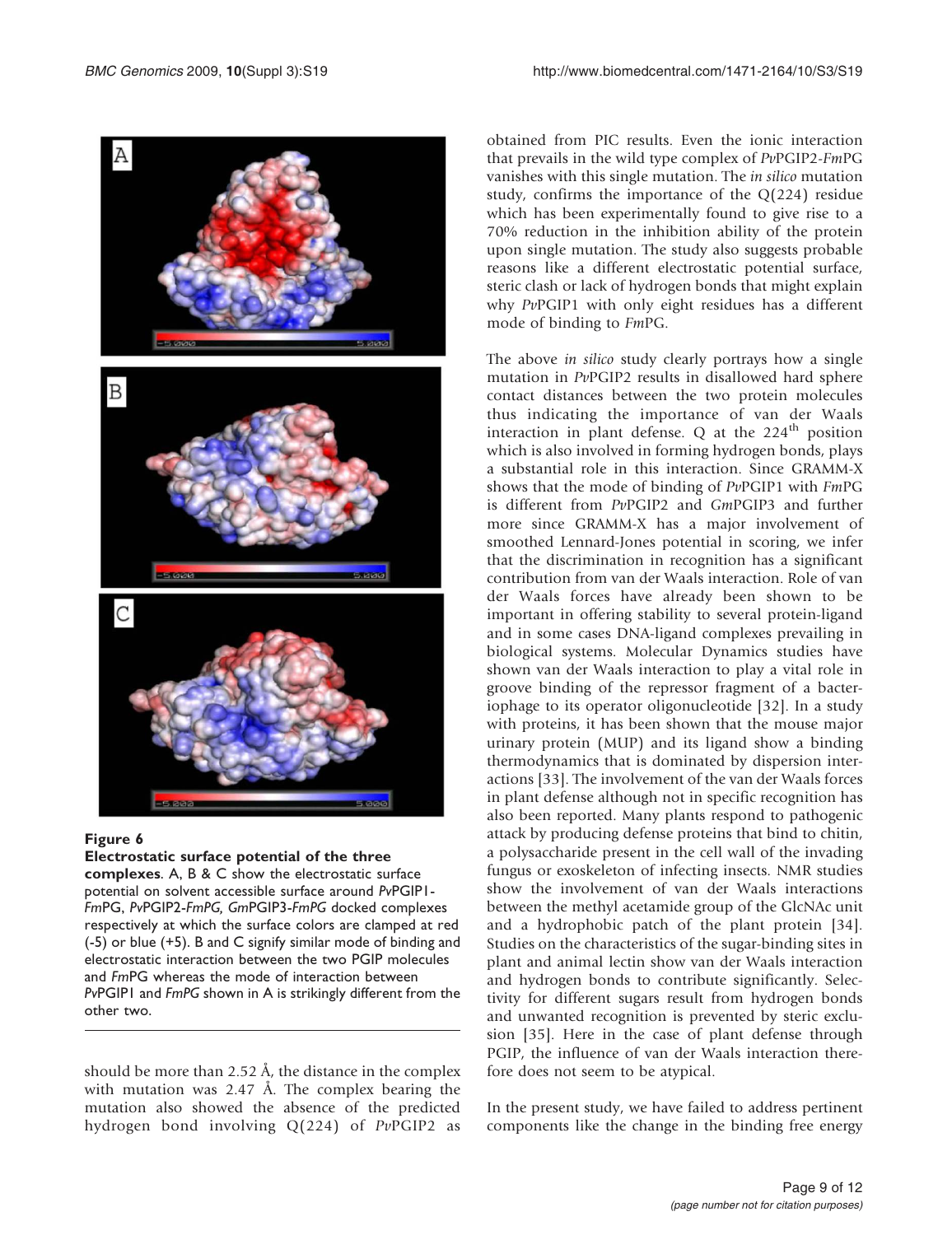A

-5.000 5.000

B

-5.000 5.000

C

-5.000 5.000

**Figure 6**

**Electrostatic surface potential of the three complexes**. A, B & C show the electrostatic surface potential on solvent accessible surface around *Pv*PGIP1-*Fm*PG, *Pv*PGIP2-*FmPG*, *Gm*PGIP3-*FmPG* docked complexes respectively at which the surface colors are clamped at red (-5) or blue (+5). B and C signify similar mode of binding and electrostatic interaction between the two PGIP molecules and *Fm*PG whereas the mode of interaction between *Pv*PGIP1 and *FmPG* shown in A is strikingly different from the other two.

should be more than 2.52 Å, the distance in the complex with mutation was 2.47 Å. The complex bearing the mutation also showed the absence of the predicted hydrogen bond involving Q(224) of *Pv*PGIP2 as obtained from PIC results. Even the ionic interaction that prevails in the wild type complex of *Pv*PGIP2-*Fm*PG vanishes with this single mutation. The *in silico* mutation study, confirms the importance of the Q(224) residue which has been experimentally found to give rise to a 70% reduction in the inhibition ability of the protein upon single mutation. The study also suggests probable reasons like a different electrostatic potential surface, steric clash or lack of hydrogen bonds that might explain why *Pv*PGIP1 with only eight residues has a different mode of binding to *Fm*PG.

The above *in silico* study clearly portrays how a single mutation in *Pv*PGIP2 results in disallowed hard sphere contact distances between the two protein molecules thus indicating the importance of van der Waals interaction in plant defense. Q at the 224$^{th}$ position which is also involved in forming hydrogen bonds, plays a substantial role in this interaction. Since GRAMM-X shows that the mode of binding of *Pv*PGIP1 with *Fm*PG is different from *Pv*PGIP2 and *Gm*PGIP3 and further more since GRAMM-X has a major involvement of smoothed Lennard-Jones potential in scoring, we infer that the discrimination in recognition has a significant contribution from van der Waals interaction. Role of van der Waals forces have already been shown to be important in offering stability to several protein-ligand and in some cases DNA-ligand complexes prevailing in biological systems. Molecular Dynamics studies have shown van der Waals interaction to play a vital role in groove binding of the repressor fragment of a bacteriophage to its operator oligonucleotide [32]. In a study with proteins, it has been shown that the mouse major urinary protein (MUP) and its ligand show a binding thermodynamics that is dominated by dispersion interactions [33]. The involvement of the van der Waals forces in plant defense although not in specific recognition has also been reported. Many plants respond to pathogenic attack by producing defense proteins that bind to chitin, a polysaccharide present in the cell wall of the invading fungus or exoskeleton of infecting insects. NMR studies show the involvement of van der Waals interactions between the methyl acetamide group of the GlcNAc unit and a hydrophobic patch of the plant protein [34]. Studies on the characteristics of the sugar-binding sites in plant and animal lectin show van der Waals interaction and hydrogen bonds to contribute significantly. Selectivity for different sugars result from hydrogen bonds and unwanted recognition is prevented by steric exclusion [35]. Here in the case of plant defense through PGIP, the influence of van der Waals interaction therefore does not seem to be atypical.

In the present study, we have failed to address pertinent components like the change in the binding free energy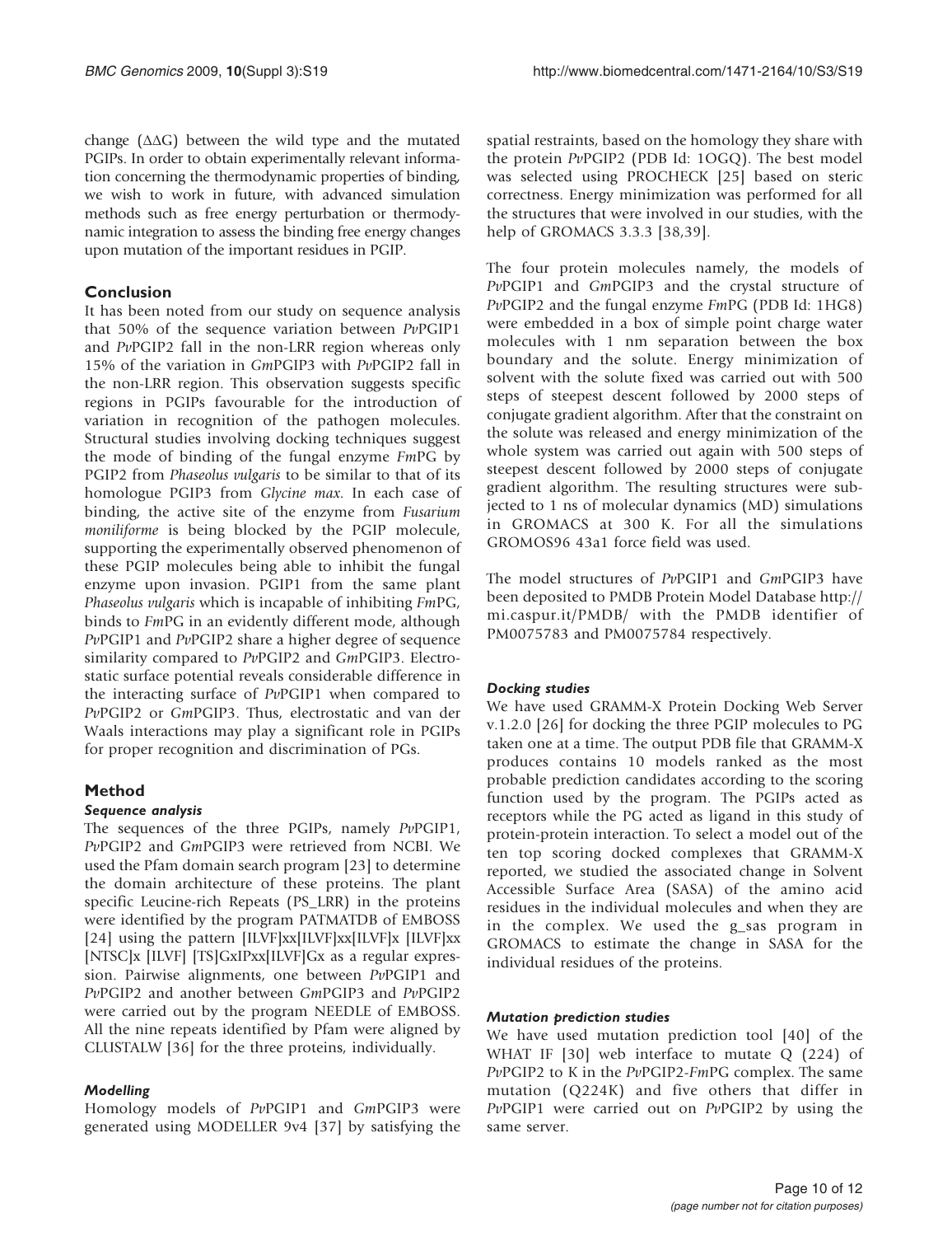change (ΔΔG) between the wild type and the mutated PGIPs. In order to obtain experimentally relevant information concerning the thermodynamic properties of binding, we wish to work in future, with advanced simulation methods such as free energy perturbation or thermodynamic integration to assess the binding free energy changes upon mutation of the important residues in PGIP.

## Conclusion

It has been noted from our study on sequence analysis that 50% of the sequence variation between *Pv*PGIP1 and *Pv*PGIP2 fall in the non-LRR region whereas only 15% of the variation in *Gm*PGIP3 with *Pv*PGIP2 fall in the non-LRR region. This observation suggests specific regions in PGIPs favourable for the introduction of variation in recognition of the pathogen molecules. Structural studies involving docking techniques suggest the mode of binding of the fungal enzyme *Fm*PG by PGIP2 from *Phaseolus vulgaris* to be similar to that of its homologue PGIP3 from *Glycine max*. In each case of binding, the active site of the enzyme from *Fusarium moniliforme* is being blocked by the PGIP molecule, supporting the experimentally observed phenomenon of these PGIP molecules being able to inhibit the fungal enzyme upon invasion. PGIP1 from the same plant *Phaseolus vulgaris* which is incapable of inhibiting *Fm*PG, binds to *Fm*PG in an evidently different mode, although *Pv*PGIP1 and *Pv*PGIP2 share a higher degree of sequence similarity compared to *Pv*PGIP2 and *Gm*PGIP3. Electrostatic surface potential reveals considerable difference in the interacting surface of *Pv*PGIP1 when compared to *Pv*PGIP2 or *Gm*PGIP3. Thus, electrostatic and van der Waals interactions may play a significant role in PGIPs for proper recognition and discrimination of PGs.

## Method

### *Sequence analysis*

The sequences of the three PGIPs, namely *Pv*PGIP1, *Pv*PGIP2 and *Gm*PGIP3 were retrieved from NCBI. We used the Pfam domain search program [23] to determine the domain architecture of these proteins. The plant specific Leucine-rich Repeats (PS_LRR) in the proteins were identified by the program PATMATDB of EMBOSS [24] using the pattern [ILVF]xx[ILVF]xx[ILVF]x [ILVF]xx [NTSC]x [ILVF] [TS]GxIPxx[ILVF]Gx as a regular expression. Pairwise alignments, one between *Pv*PGIP1 and *Pv*PGIP2 and another between *Gm*PGIP3 and *Pv*PGIP2 were carried out by the program NEEDLE of EMBOSS. All the nine repeats identified by Pfam were aligned by CLUSTALW [36] for the three proteins, individually.

### *Modelling*

Homology models of *Pv*PGIP1 and *Gm*PGIP3 were generated using MODELLER 9v4 [37] by satisfying the spatial restraints, based on the homology they share with the protein *Pv*PGIP2 (PDB Id: 1OGQ). The best model was selected using PROCHECK [25] based on steric correctness. Energy minimization was performed for all the structures that were involved in our studies, with the help of GROMACS 3.3.3 [38,39].

The four protein molecules namely, the models of *Pv*PGIP1 and *Gm*PGIP3 and the crystal structure of *Pv*PGIP2 and the fungal enzyme *Fm*PG (PDB Id: 1HG8) were embedded in a box of simple point charge water molecules with 1 nm separation between the box boundary and the solute. Energy minimization of solvent with the solute fixed was carried out with 500 steps of steepest descent followed by 2000 steps of conjugate gradient algorithm. After that the constraint on the solute was released and energy minimization of the whole system was carried out again with 500 steps of steepest descent followed by 2000 steps of conjugate gradient algorithm. The resulting structures were subjected to 1 ns of molecular dynamics (MD) simulations in GROMACS at 300 K. For all the simulations GROMOS96 43a1 force field was used.

The model structures of *Pv*PGIP1 and *Gm*PGIP3 have been deposited to PMDB Protein Model Database http://mi.caspur.it/PMDB/ with the PMDB identifier of PM0075783 and PM0075784 respectively.

### *Docking studies*

We have used GRAMM-X Protein Docking Web Server v.1.2.0 [26] for docking the three PGIP molecules to PG taken one at a time. The output PDB file that GRAMM-X produces contains 10 models ranked as the most probable prediction candidates according to the scoring function used by the program. The PGIPs acted as receptors while the PG acted as ligand in this study of protein-protein interaction. To select a model out of the ten top scoring docked complexes that GRAMM-X reported, we studied the associated change in Solvent Accessible Surface Area (SASA) of the amino acid residues in the individual molecules and when they are in the complex. We used the g_sas program in GROMACS to estimate the change in SASA for the individual residues of the proteins.

### *Mutation prediction studies*

We have used mutation prediction tool [40] of the WHAT IF [30] web interface to mutate Q (224) of *Pv*PGIP2 to K in the *Pv*PGIP2-*Fm*PG complex. The same mutation (Q224K) and five others that differ in *Pv*PGIP1 were carried out on *Pv*PGIP2 by using the same server.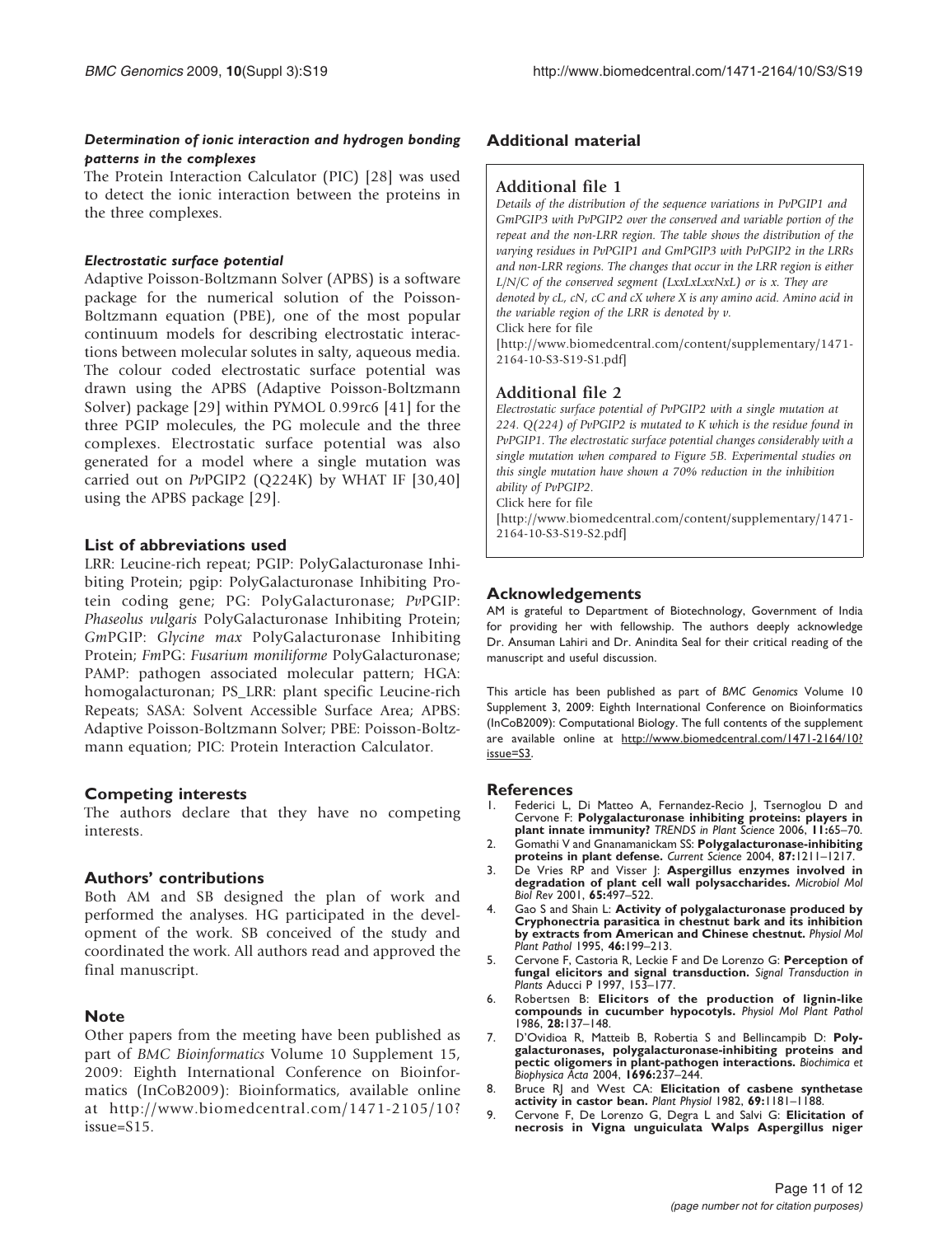#### *Determination of ionic interaction and hydrogen bonding patterns in the complexes*

The Protein Interaction Calculator (PIC) [28] was used to detect the ionic interaction between the proteins in the three complexes.

#### *Electrostatic surface potential*

Adaptive Poisson-Boltzmann Solver (APBS) is a software package for the numerical solution of the Poisson-Boltzmann equation (PBE), one of the most popular continuum models for describing electrostatic interactions between molecular solutes in salty, aqueous media. The colour coded electrostatic surface potential was drawn using the APBS (Adaptive Poisson-Boltzmann Solver) package [29] within PYMOL 0.99rc6 [41] for the three PGIP molecules, the PG molecule and the three complexes. Electrostatic surface potential was also generated for a model where a single mutation was carried out on *Pv*PGIP2 (Q224K) by WHAT IF [30,40] using the APBS package [29].

### List of abbreviations used

LRR: Leucine-rich repeat; PGIP: PolyGalacturonase Inhibiting Protein; pgip: PolyGalacturonase Inhibiting Protein coding gene; PG: PolyGalacturonase; *Pv*PGIP: *Phaseolus vulgaris* PolyGalacturonase Inhibiting Protein; *Gm*PGIP: *Glycine max* PolyGalacturonase Inhibiting Protein; *Fm*PG: *Fusarium moniliforme* PolyGalacturonase; PAMP: pathogen associated molecular pattern; HGA: homogalacturonan; PS_LRR: plant specific Leucine-rich Repeats; SASA: Solvent Accessible Surface Area; APBS: Adaptive Poisson-Boltzmann Solver; PBE: Poisson-Boltzmann equation; PIC: Protein Interaction Calculator.

### Competing interests

The authors declare that they have no competing interests.

### Authors' contributions

Both AM and SB designed the plan of work and performed the analyses. HG participated in the development of the work. SB conceived of the study and coordinated the work. All authors read and approved the final manuscript.

### Note

Other papers from the meeting have been published as part of *BMC Bioinformatics* Volume 10 Supplement 15, 2009: Eighth International Conference on Bioinformatics (InCoB2009): Bioinformatics, available online at http://www.biomedcentral.com/1471-2105/10?issue=S15.

### Additional material

#### Additional file 1

*Details of the distribution of the sequence variations in PvPGIP1 and GmPGIP3 with PvPGIP2 over the conserved and variable portion of the repeat and the non-LRR region. The table shows the distribution of the varying residues in PvPGIP1 and GmPGIP3 with PvPGIP2 in the LRRs and non-LRR regions. The changes that occur in the LRR region is either L/N/C of the conserved segment (LxxLxLxxNxL) or is x. They are denoted by cL, cN, cC and cX where X is any amino acid. Amino acid in the variable region of the LRR is denoted by v.*

Click here for file

[http://www.biomedcentral.com/content/supplementary/1471-2164-10-S3-S19-S1.pdf]

#### Additional file 2

*Electrostatic surface potential of PvPGIP2 with a single mutation at 224. Q(224) of PvPGIP2 is mutated to K which is the residue found in PvPGIP1. The electrostatic surface potential changes considerably with a single mutation when compared to Figure 5B. Experimental studies on this single mutation have shown a 70% reduction in the inhibition ability of PvPGIP2.*

Click here for file

[http://www.biomedcentral.com/content/supplementary/1471-2164-10-S3-S19-S2.pdf]

### Acknowledgements

AM is grateful to Department of Biotechnology, Government of India for providing her with fellowship. The authors deeply acknowledge Dr. Ansuman Lahiri and Dr. Anindita Seal for their critical reading of the manuscript and useful discussion.

This article has been published as part of *BMC Genomics* Volume 10 Supplement 3, 2009: Eighth International Conference on Bioinformatics (InCoB2009): Computational Biology. The full contents of the supplement are available online at http://www.biomedcentral.com/1471-2164/10?issue=S3.

### References

1. Federici L, Di Matteo A, Fernandez-Recio J, Tsernoglou D and Cervone F: **Polygalacturonase inhibiting proteins: players in plant innate immunity?** *TRENDS in Plant Science* 2006, **11:**65–70.
2. Gomathi V and Gnanamanickam SS: **Polygalacturonase-inhibiting proteins in plant defense.** *Current Science* 2004, **87:**1211–1217.
3. De Vries RP and Visser J: **Aspergillus enzymes involved in degradation of plant cell wall polysaccharides.** *Microbiol Mol Biol Rev* 2001, **65:**497–522.
4. Gao S and Shain L: **Activity of polygalacturonase produced by Cryphonectria parasitica in chestnut bark and its inhibition by extracts from American and Chinese chestnut.** *Physiol Mol Plant Pathol* 1995, **46:**199–213.
5. Cervone F, Castoria R, Leckie F and De Lorenzo G: **Perception of fungal elicitors and signal transduction.** *Signal Transduction in Plants* Aducci P 1997, 153–177.
6. Robertsen B: **Elicitors of the production of lignin-like compounds in cucumber hypocotyls.** *Physiol Mol Plant Pathol* 1986, **28:**137–148.
7. D'Ovidioa R, Matteib B, Robertia S and Bellincampib D: **Polygalacturonases, polygalacturonase-inhibiting proteins and pectic oligomers in plant-pathogen interactions.** *Biochimica et Biophysica Acta* 2004, **1696:**237–244.
8. Bruce RJ and West CA: **Elicitation of casbene synthetase activity in castor bean.** *Plant Physiol* 1982, **69:**1181–1188.
9. Cervone F, De Lorenzo G, Degra L and Salvi G: **Elicitation of necrosis in Vigna unguiculata Walps Aspergillus niger**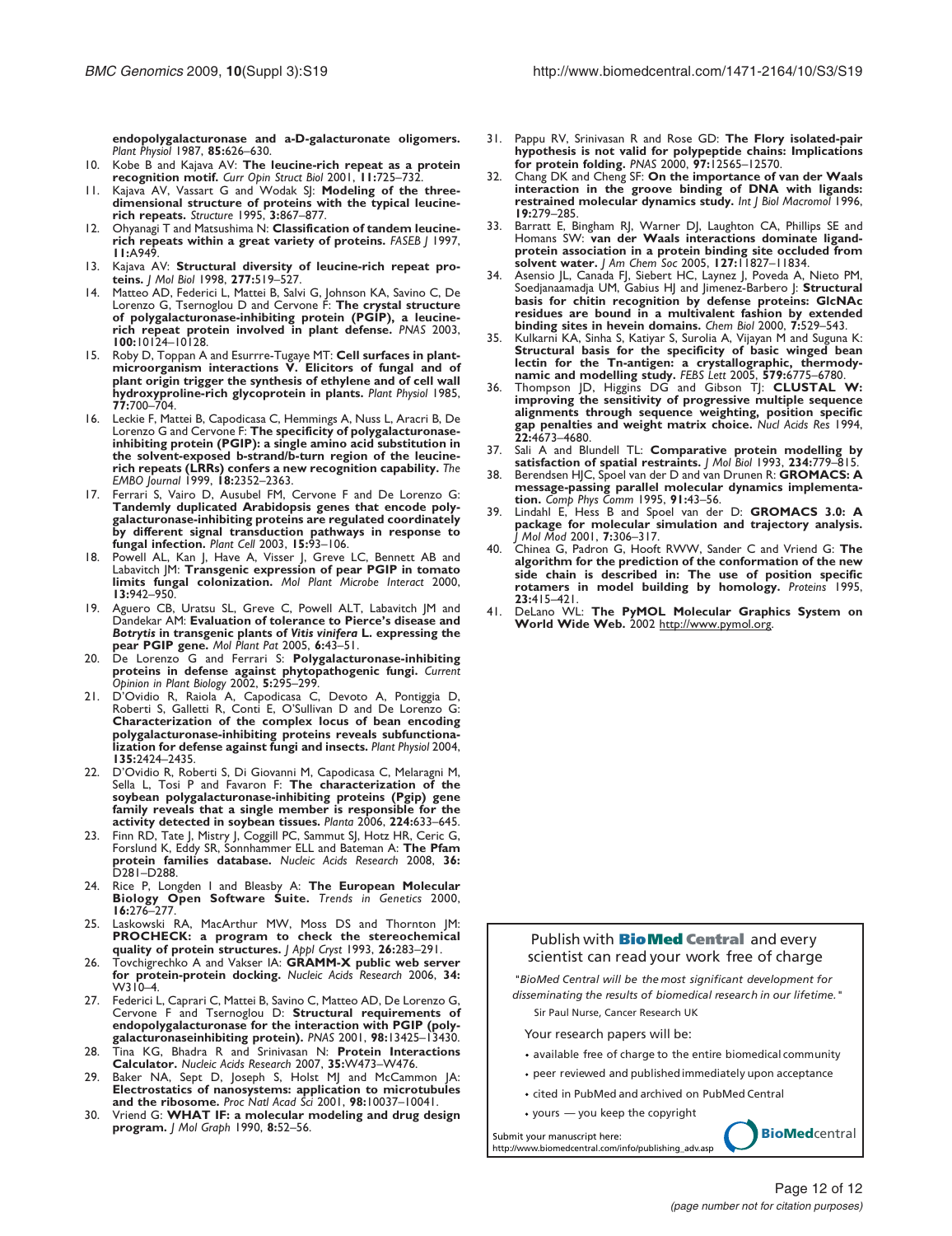**endopolygalacturonase and a-D-galacturonate oligomers.** *Plant Physiol* 1987, **85:**626–630.

10. Kobe B and Kajava AV: **The leucine-rich repeat as a protein recognition motif.** *Curr Opin Struct Biol* 2001, **11:**725–732.
11. Kajava AV, Vassart G and Wodak SJ: **Modeling of the three-dimensional structure of proteins with the typical leucine-rich repeats.** *Structure* 1995, **3:**867–877.
12. Ohyanagi T and Matsushima N: **Classification of tandem leucine-rich repeats within a great variety of proteins.** *FASEB J* 1997, **11:**A949.
13. Kajava AV: **Structural diversity of leucine-rich repeat proteins.** *J Mol Biol* 1998, **277:**519–527.
14. Matteo AD, Federici L, Mattei B, Salvi G, Johnson KA, Savino C, De Lorenzo G, Tsernoglou D and Cervone F: **The crystal structure of polygalacturonase-inhibiting protein (PGIP), a leucine-rich repeat protein involved in plant defense.** *PNAS* 2003, **100:**10124–10128.
15. Roby D, Toppan A and Esurrre-Tugaye MT: **Cell surfaces in plant-microorganism interactions V. Elicitors of fungal and of plant origin trigger the synthesis of ethylene and of cell wall hydroxyproline-rich glycoprotein in plants.** *Plant Physiol* 1985, **77:**700–704.
16. Leckie F, Mattei B, Capodicasa C, Hemmings A, Nuss L, Aracri B, De Lorenzo G and Cervone F: **The specificity of polygalacturonase-inhibiting protein (PGIP): a single amino acid substitution in the solvent-exposed b-strand/b-turn region of the leucine-rich repeats (LRRs) confers a new recognition capability.** *The EMBO Journal* 1999, **18:**2352–2363.
17. Ferrari S, Vairo D, Ausubel FM, Cervone F and De Lorenzo G: **Tandemly duplicated Arabidopsis genes that encode polygalacturonase-inhibiting proteins are regulated coordinately by different signal transduction pathways in response to fungal infection.** *Plant Cell* 2003, **15:**93–106.
18. Powell AL, Kan J, Have A, Visser J, Greve LC, Bennett AB and Labavitch JM: **Transgenic expression of pear PGIP in tomato limits fungal colonization.** *Mol Plant Microbe Interact* 2000, **13:**942–950.
19. Aguero CB, Uratsu SL, Greve C, Powell ALT, Labavitch JM and Dandekar AM: **Evaluation of tolerance to Pierce's disease and *Botrytis* in transgenic plants of *Vitis vinifera* L. expressing the pear PGIP gene.** *Mol Plant Pat* 2005, **6:**43–51.
20. De Lorenzo G and Ferrari S: **Polygalacturonase-inhibiting proteins in defense against phytopathogenic fungi.** *Current Opinion in Plant Biology* 2002, **5:**295–299.
21. D'Ovidio R, Raiola A, Capodicasa C, Devoto A, Pontiggia D, Roberti S, Galletti R, Conti E, O'Sullivan D and De Lorenzo G: **Characterization of the complex locus of bean encoding polygalacturonase-inhibiting proteins reveals subfunctionalization for defense against fungi and insects.** *Plant Physiol* 2004, **135:**2424–2435.
22. D'Ovidio R, Roberti S, Di Giovanni M, Capodicasa C, Melaragni M, Sella L, Tosi P and Favaron F: **The characterization of the soybean polygalacturonase-inhibiting proteins (Pgip) gene family reveals that a single member is responsible for the activity detected in soybean tissues.** *Planta* 2006, **224:**633–645.
23. Finn RD, Tate J, Mistry J, Coggill PC, Sammut SJ, Hotz HR, Ceric G, Forslund K, Eddy SR, Sonnhammer ELL and Bateman A: **The Pfam protein families database.** *Nucleic Acids Research* 2008, **36:** D281–D288.
24. Rice P, Longden I and Bleasby A: **The European Molecular Biology Open Software Suite.** *Trends in Genetics* 2000, **16:**276–277.
25. Laskowski RA, MacArthur MW, Moss DS and Thornton JM: **PROCHECK: a program to check the stereochemical quality of protein structures.** *J Appl Cryst* 1993, **26:**283–291.
26. Tovchigrechko A and Vakser IA: **GRAMM-X public web server for protein-protein docking.** *Nucleic Acids Research* 2006, **34:** W310–4.
27. Federici L, Caprari C, Mattei B, Savino C, Matteo AD, De Lorenzo G, Cervone F and Tsernoglou D: **Structural requirements of endopolygalacturonase for the interaction with PGIP (polygalacturonaseinhibiting protein).** *PNAS* 2001, **98:**13425–13430.
28. Tina KG, Bhadra R and Srinivasan N: **Protein Interactions Calculator.** *Nucleic Acids Research* 2007, **35:**W473–W476.
29. Baker NA, Sept D, Joseph S, Holst MJ and McCammon JA: **Electrostatics of nanosystems: application to microtubules and the ribosome.** *Proc Natl Acad Sci* 2001, **98:**10037–10041.
30. Vriend G: **WHAT IF: a molecular modeling and drug design program.** *J Mol Graph* 1990, **8:**52–56.
31. Pappu RV, Srinivasan R and Rose GD: **The Flory isolated-pair hypothesis is not valid for polypeptide chains: Implications for protein folding.** *PNAS* 2000, **97:**12565–12570.
32. Chang DK and Cheng SF: **On the importance of van der Waals interaction in the groove binding of DNA with ligands: restrained molecular dynamics study.** *Int J Biol Macromol* 1996, **19:**279–285.
33. Barratt E, Bingham RJ, Warner DJ, Laughton CA, Phillips SE and Homans SW: **van der Waals interactions dominate ligand-protein association in a protein binding site occluded from solvent water.** *J Am Chem Soc* 2005, **127:**11827–11834.
34. Asensio JL, Canada FJ, Siebert HC, Laynez J, Poveda A, Nieto PM, Soedjanaamadja UM, Gabius HJ and Jimenez-Barbero J: **Structural basis for chitin recognition by defense proteins: GlcNAc residues are bound in a multivalent fashion by extended binding sites in hevein domains.** *Chem Biol* 2000, **7:**529–543.
35. Kulkarni KA, Sinha S, Katiyar S, Surolia A, Vijayan M and Suguna K: **Structural basis for the specificity of basic winged bean lectin for the Tn-antigen: a crystallographic, thermodynamic and modelling study.** *FEBS Lett* 2005, **579:**6775–6780.
36. Thompson JD, Higgins DG and Gibson TJ: **CLUSTAL W: improving the sensitivity of progressive multiple sequence alignments through sequence weighting, position specific gap penalties and weight matrix choice.** *Nucl Acids Res* 1994, **22:**4673–4680.
37. Sali A and Blundell TL: **Comparative protein modelling by satisfaction of spatial restraints.** *J Mol Biol* 1993, **234:**779–815.
38. Berendsen HJC, Spoel van der D and van Drunen R: **GROMACS: A message-passing parallel molecular dynamics implementation.** *Comp Phys Comm* 1995, **91:**43–56.
39. Lindahl E, Hess B and Spoel van der D: **GROMACS 3.0: A package for molecular simulation and trajectory analysis.** *J Mol Mod* 2001, **7:**306–317.
40. Chinea G, Padron G, Hooft RWW, Sander C and Vriend G: **The algorithm for the prediction of the conformation of the new side chain is described in: The use of position specific rotamers in model building by homology.** *Proteins* 1995, **23:**415–421.
41. DeLano WL: **The PyMOL Molecular Graphics System on World Wide Web.** 2002 http://www.pymol.org.

Publish with **BioMed Central** and every scientist can read your work free of charge

*"BioMed Central will be the most significant development for disseminating the results of biomedical research in our lifetime."*

Sir Paul Nurse, Cancer Research UK

Your research papers will be:

- available free of charge to the entire biomedical community
- peer reviewed and published immediately upon acceptance
- cited in PubMed and archived on PubMed Central
- yours — you keep the copyright

Submit your manuscript here:
http://www.biomedcentral.com/info/publishing_adv.asp

BioMedcentral